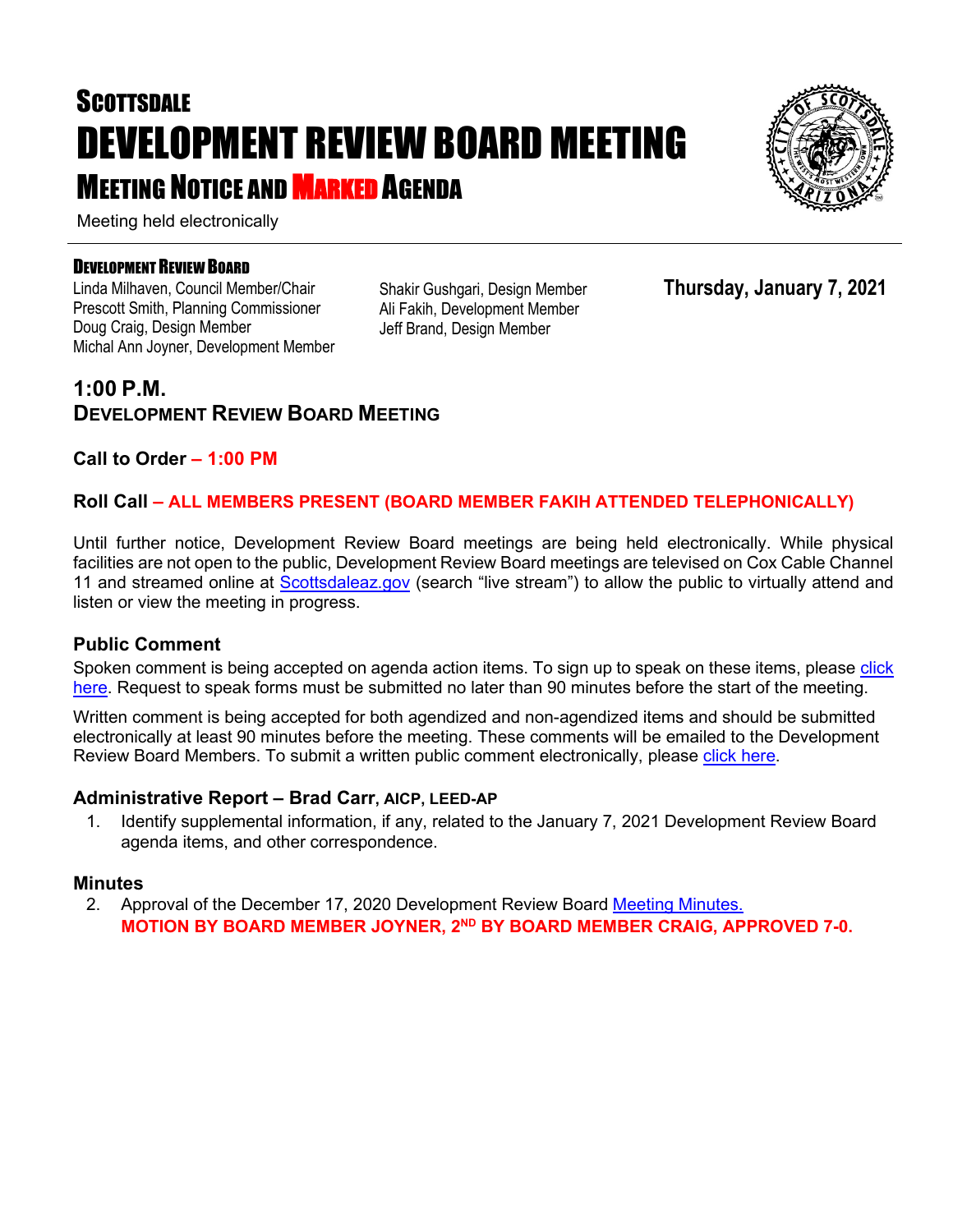# SCOTTSDALE
# DEVELOPMENT REVIEW BOARD MEETING
## MEETING NOTICE AND MARKED AGENDA

Meeting held electronically

**DEVELOPMENT REVIEW BOARD**

Linda Milhaven, Council Member/Chair
Prescott Smith, Planning Commissioner
Doug Craig, Design Member
Michal Ann Joyner, Development Member
Shakir Gushgari, Design Member
Ali Fakih, Development Member
Jeff Brand, Design Member

**Thursday, January 7, 2021**

## 1:00 P.M.
## DEVELOPMENT REVIEW BOARD MEETING

**Call to Order – 1:00 PM**

**Roll Call – ALL MEMBERS PRESENT (BOARD MEMBER FAKIH ATTENDED TELEPHONICALLY)**

Until further notice, Development Review Board meetings are being held electronically. While physical facilities are not open to the public, Development Review Board meetings are televised on Cox Cable Channel 11 and streamed online at Scottsdaleaz.gov (search "live stream") to allow the public to virtually attend and listen or view the meeting in progress.

### Public Comment

Spoken comment is being accepted on agenda action items. To sign up to speak on these items, please click here. Request to speak forms must be submitted no later than 90 minutes before the start of the meeting.

Written comment is being accepted for both agendized and non-agendized items and should be submitted electronically at least 90 minutes before the meeting. These comments will be emailed to the Development Review Board Members. To submit a written public comment electronically, please click here.

### Administrative Report – Brad Carr, AICP, LEED-AP

1. Identify supplemental information, if any, related to the January 7, 2021 Development Review Board agenda items, and other correspondence.

### Minutes

2. Approval of the December 17, 2020 Development Review Board Meeting Minutes.
   **MOTION BY BOARD MEMBER JOYNER, 2ND BY BOARD MEMBER CRAIG, APPROVED 7-0.**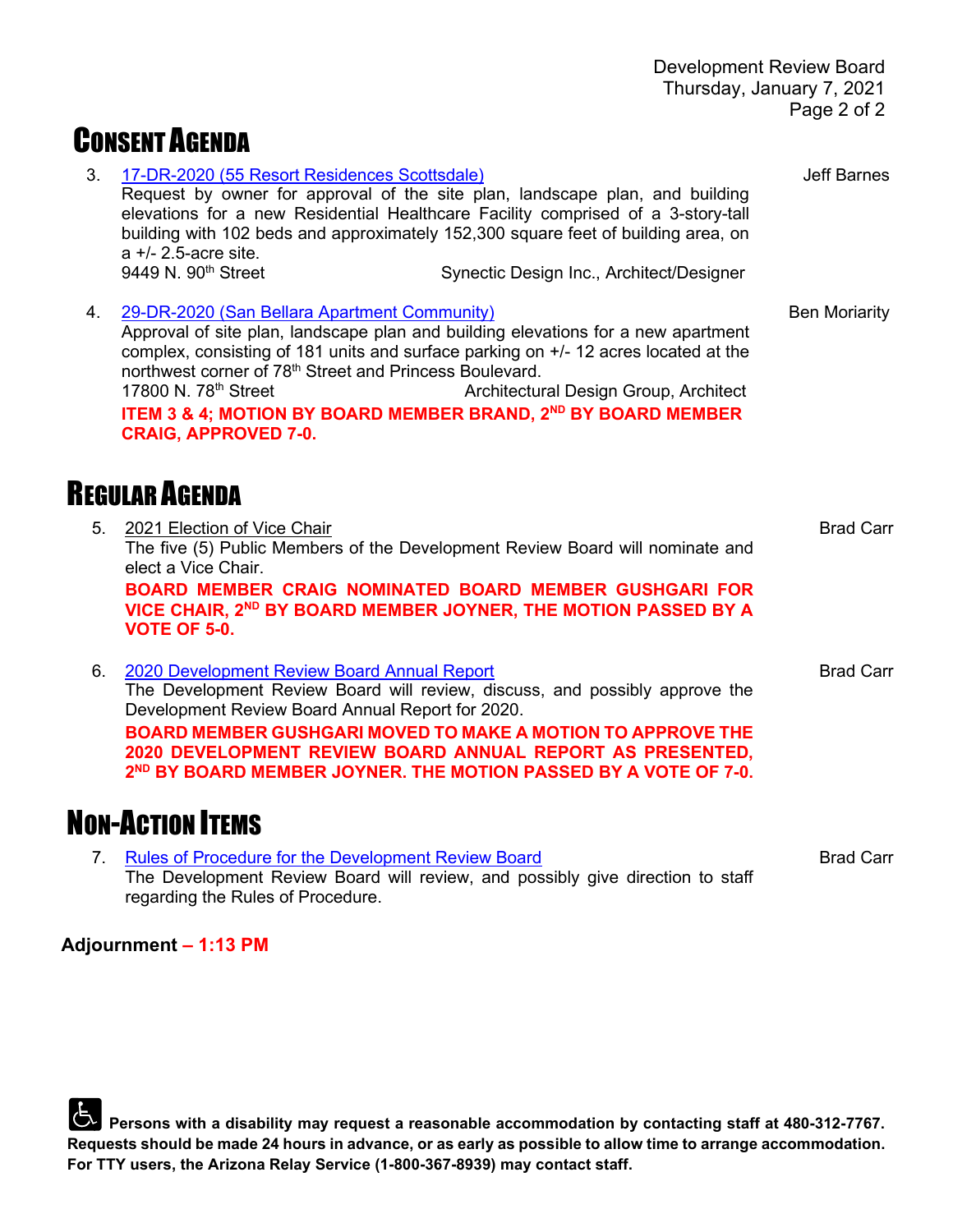## CONSENT AGENDA

3. 17-DR-2020 (55 Resort Residences Scottsdale) — Jeff Barnes
   Request by owner for approval of the site plan, landscape plan, and building elevations for a new Residential Healthcare Facility comprised of a 3-story-tall building with 102 beds and approximately 152,300 square feet of building area, on a +/- 2.5-acre site.
   9449 N. 90th Street — Synectic Design Inc., Architect/Designer

4. 29-DR-2020 (San Bellara Apartment Community) — Ben Moriarity
   Approval of site plan, landscape plan and building elevations for a new apartment complex, consisting of 181 units and surface parking on +/- 12 acres located at the northwest corner of 78th Street and Princess Boulevard.
   17800 N. 78th Street — Architectural Design Group, Architect
   **ITEM 3 & 4; MOTION BY BOARD MEMBER BRAND, 2ND BY BOARD MEMBER CRAIG, APPROVED 7-0.**

## REGULAR AGENDA

5. 2021 Election of Vice Chair — Brad Carr
   The five (5) Public Members of the Development Review Board will nominate and elect a Vice Chair.
   **BOARD MEMBER CRAIG NOMINATED BOARD MEMBER GUSHGARI FOR VICE CHAIR, 2ND BY BOARD MEMBER JOYNER, THE MOTION PASSED BY A VOTE OF 5-0.**

6. 2020 Development Review Board Annual Report — Brad Carr
   The Development Review Board will review, discuss, and possibly approve the Development Review Board Annual Report for 2020.
   **BOARD MEMBER GUSHGARI MOVED TO MAKE A MOTION TO APPROVE THE 2020 DEVELOPMENT REVIEW BOARD ANNUAL REPORT AS PRESENTED, 2ND BY BOARD MEMBER JOYNER. THE MOTION PASSED BY A VOTE OF 7-0.**

## NON-ACTION ITEMS

7. Rules of Procedure for the Development Review Board — Brad Carr
   The Development Review Board will review, and possibly give direction to staff regarding the Rules of Procedure.

**Adjournment – 1:13 PM**

**Persons with a disability may request a reasonable accommodation by contacting staff at 480-312-7767. Requests should be made 24 hours in advance, or as early as possible to allow time to arrange accommodation. For TTY users, the Arizona Relay Service (1-800-367-8939) may contact staff.**